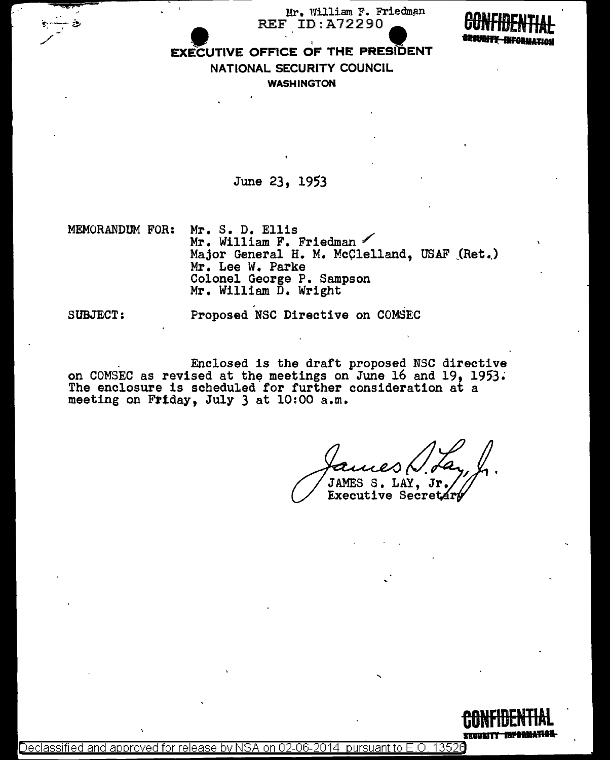Mr. William F. Friedman

REF ID:A72290

CONFIDENTIAL
SECURITY INFORMATION

EXECUTIVE OFFICE OF THE PRESIDENT
NATIONAL SECURITY COUNCIL
WASHINGTON

June 23, 1953

MEMORANDUM FOR: Mr. S. D. Ellis
Mr. William F. Friedman
Major General H. M. McClelland, USAF (Ret.)
Mr. Lee W. Parke
Colonel George P. Sampson
Mr. William D. Wright

SUBJECT: Proposed NSC Directive on COMSEC

Enclosed is the draft proposed NSC directive on COMSEC as revised at the meetings on June 16 and 19, 1953. The enclosure is scheduled for further consideration at a meeting on Friday, July 3 at 10:00 a.m.

James S. Lay, Jr.
JAMES S. LAY, Jr.
Executive Secretary

CONFIDENTIAL
SECURITY INFORMATION

Declassified and approved for release by NSA on 02-06-2014 pursuant to E.O. 13526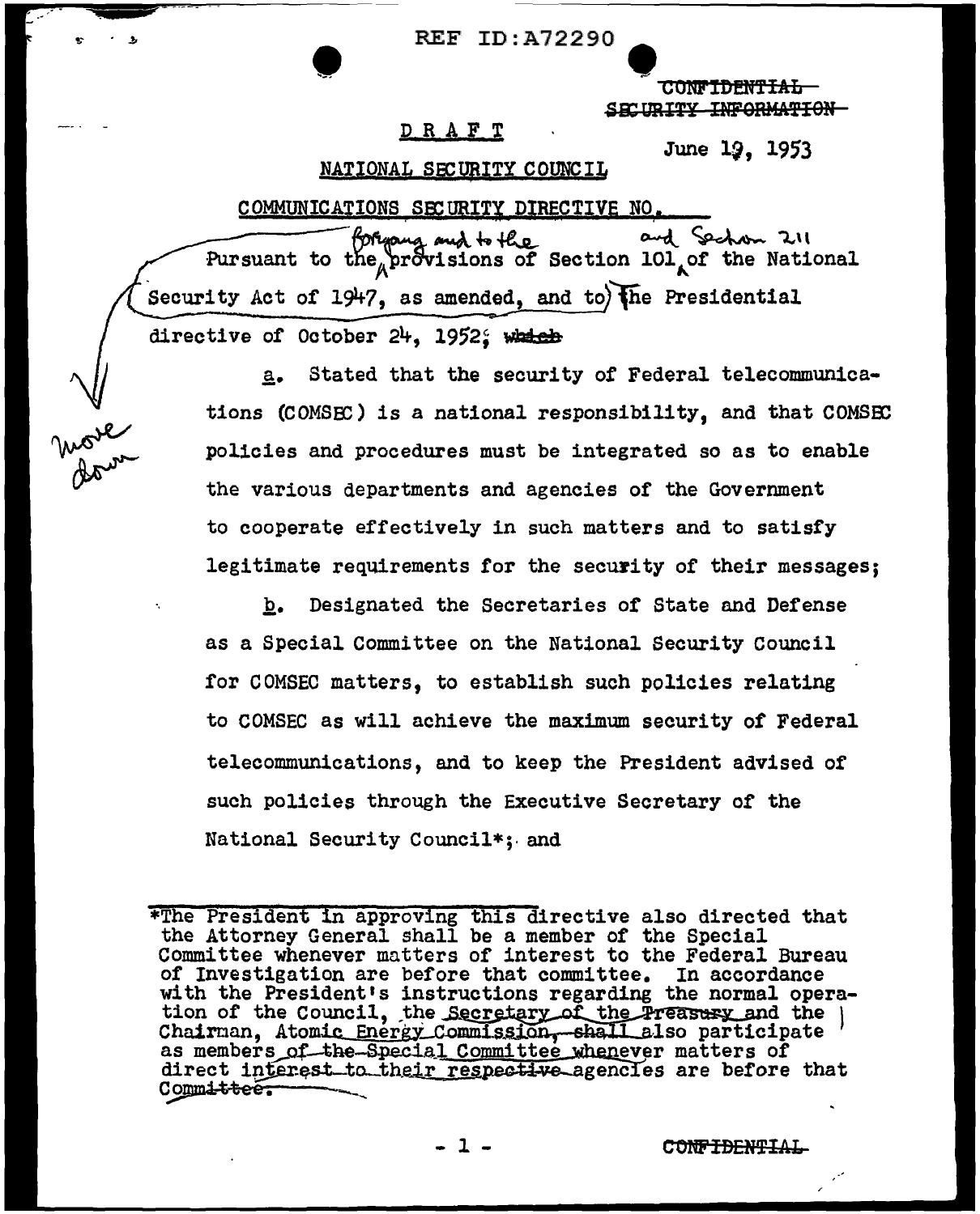REF ID:A72290

~~CONFIDENTIAL~~
~~SECURITY INFORMATION~~

DRAFT

June 19, 1953

NATIONAL SECURITY COUNCIL

COMMUNICATIONS SECURITY DIRECTIVE NO. ____

Pursuant to the foregoing and to the provisions of Section 101 and Section 211 of the National Security Act of 1947, as amended, and to the Presidential directive of October 24, 1952; ~~which~~

move down

a. Stated that the security of Federal telecommunications (COMSEC) is a national responsibility, and that COMSEC policies and procedures must be integrated so as to enable the various departments and agencies of the Government to cooperate effectively in such matters and to satisfy legitimate requirements for the security of their messages;

b. Designated the Secretaries of State and Defense as a Special Committee on the National Security Council for COMSEC matters, to establish such policies relating to COMSEC as will achieve the maximum security of Federal telecommunications, and to keep the President advised of such policies through the Executive Secretary of the National Security Council*; and

*The President in approving this directive also directed that the Attorney General shall be a member of the Special Committee whenever matters of interest to the Federal Bureau of Investigation are before that committee. In accordance with the President's instructions regarding the normal operation of the Council, the Secretary of the Treasury and the Chairman, Atomic Energy Commission, ~~shall~~ also participate as members ~~of the~~ Special Committee whenever matters of direct interest to ~~their respective~~ agencies are before that ~~Committee.~~

~~CONFIDENTIAL~~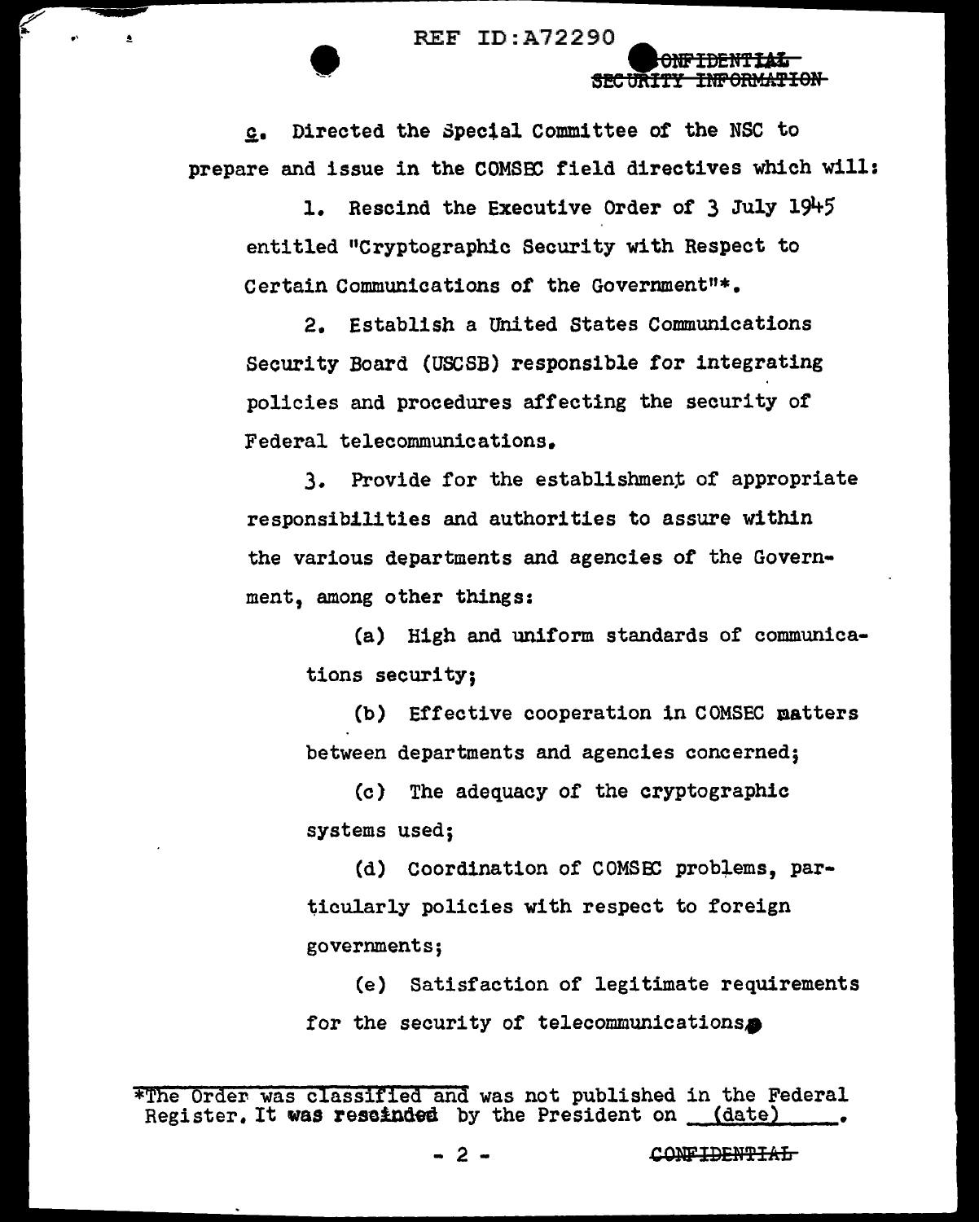c. Directed the Special Committee of the NSC to prepare and issue in the COMSEC field directives which will:

1. Rescind the Executive Order of 3 July 1945 entitled "Cryptographic Security with Respect to Certain Communications of the Government"*.

2. Establish a United States Communications Security Board (USCSB) responsible for integrating policies and procedures affecting the security of Federal telecommunications.

3. Provide for the establishment of appropriate responsibilities and authorities to assure within the various departments and agencies of the Government, among other things:

(a) High and uniform standards of communications security;

(b) Effective cooperation in COMSEC matters between departments and agencies concerned;

(c) The adequacy of the cryptographic systems used;

(d) Coordination of COMSEC problems, particularly policies with respect to foreign governments;

(e) Satisfaction of legitimate requirements for the security of telecommunications.

*The Order was classified and was not published in the Federal Register. It was rescinded by the President on (date) .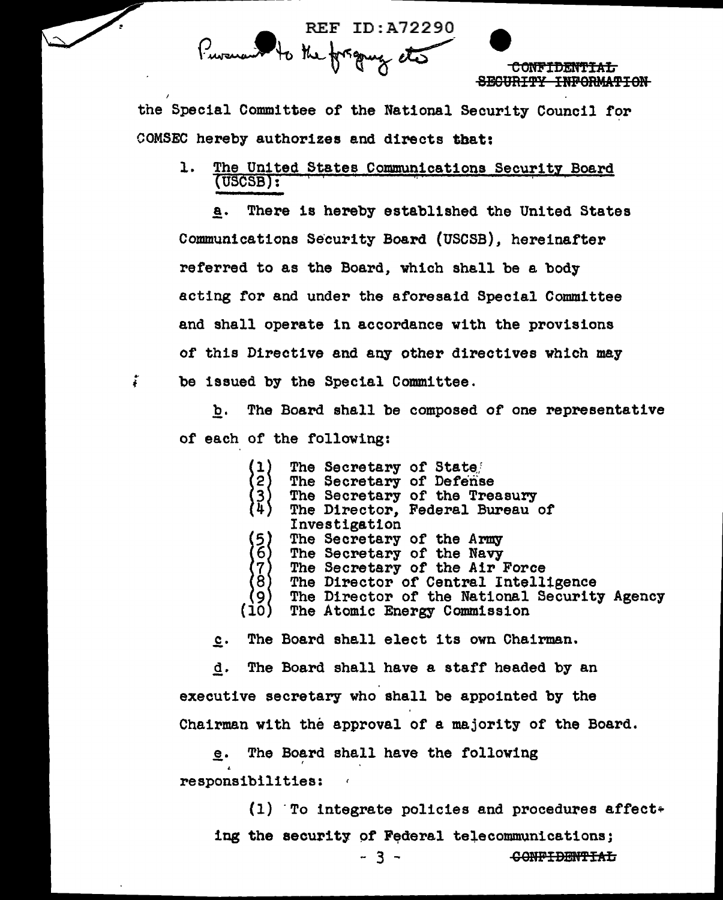Pursuant to the foregoing etc

~~CONFIDENTIAL~~
~~SECURITY INFORMATION~~

the Special Committee of the National Security Council for COMSEC hereby authorizes and directs that:

1. <u>The United States Communications Security Board (USCSB)</u>:

<u>a</u>. There is hereby established the United States Communications Security Board (USCSB), hereinafter referred to as the Board, which shall be a body acting for and under the aforesaid Special Committee and shall operate in accordance with the provisions of this Directive and any other directives which may be issued by the Special Committee.

<u>b</u>. The Board shall be composed of one representative of each of the following:

(1) The Secretary of State
(2) The Secretary of Defense
(3) The Secretary of the Treasury
(4) The Director, Federal Bureau of Investigation
(5) The Secretary of the Army
(6) The Secretary of the Navy
(7) The Secretary of the Air Force
(8) The Director of Central Intelligence
(9) The Director of the National Security Agency
(10) The Atomic Energy Commission

<u>c</u>. The Board shall elect its own Chairman.

<u>d</u>. The Board shall have a staff headed by an executive secretary who shall be appointed by the Chairman with the approval of a majority of the Board.

<u>e</u>. The Board shall have the following responsibilities:

(1) To integrate policies and procedures affecting the security of Federal telecommunications;

~~CONFIDENTIAL~~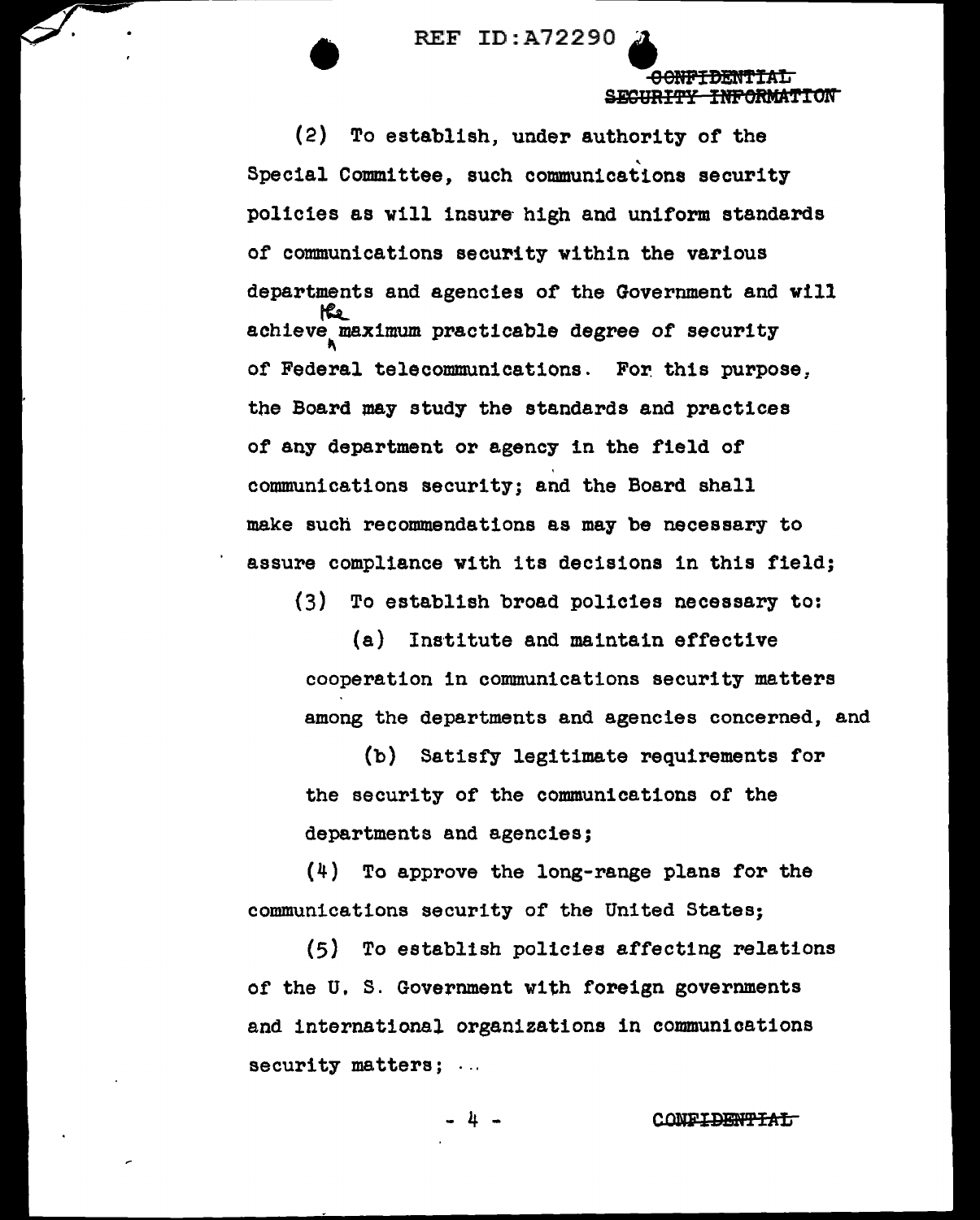(2) To establish, under authority of the Special Committee, such communications security policies as will insure high and uniform standards of communications security within the various departments and agencies of the Government and will achieve the maximum practicable degree of security of Federal telecommunications. For this purpose, the Board may study the standards and practices of any department or agency in the field of communications security; and the Board shall make such recommendations as may be necessary to assure compliance with its decisions in this field;

(3) To establish broad policies necessary to:

(a) Institute and maintain effective cooperation in communications security matters among the departments and agencies concerned, and

(b) Satisfy legitimate requirements for the security of the communications of the departments and agencies;

(4) To approve the long-range plans for the communications security of the United States;

(5) To establish policies affecting relations of the U. S. Government with foreign governments and international organizations in communications security matters; ...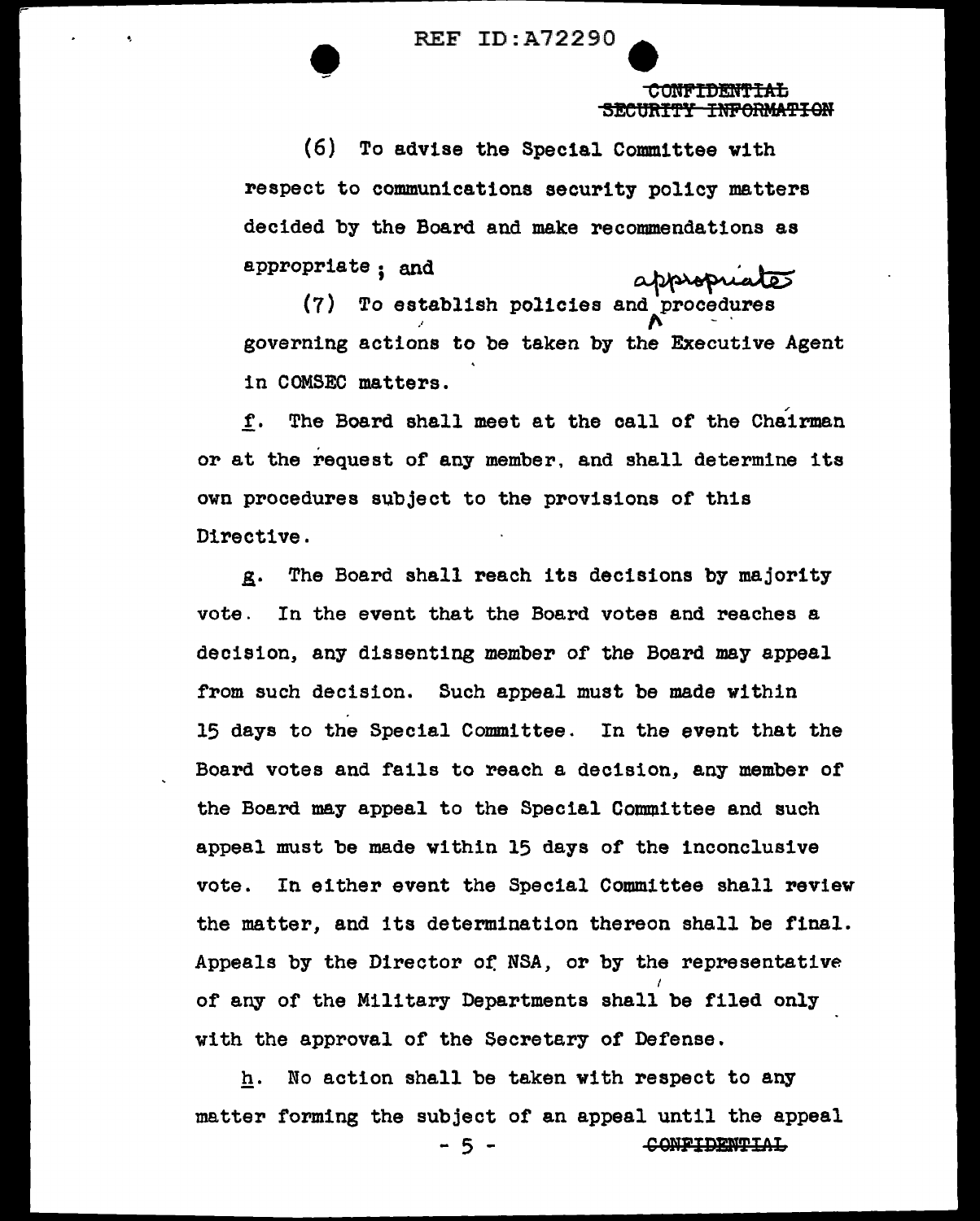CONFIDENTIAL
~~SECURITY INFORMATION~~

(6) To advise the Special Committee with respect to communications security policy matters decided by the Board and make recommendations as appropriate; and

(7) To establish policies and appropriate procedures governing actions to be taken by the Executive Agent in COMSEC matters.

f. The Board shall meet at the call of the Chairman or at the request of any member, and shall determine its own procedures subject to the provisions of this Directive.

g. The Board shall reach its decisions by majority vote. In the event that the Board votes and reaches a decision, any dissenting member of the Board may appeal from such decision. Such appeal must be made within 15 days to the Special Committee. In the event that the Board votes and fails to reach a decision, any member of the Board may appeal to the Special Committee and such appeal must be made within 15 days of the inconclusive vote. In either event the Special Committee shall review the matter, and its determination thereon shall be final. Appeals by the Director of NSA, or by the representative of any of the Military Departments shall be filed only with the approval of the Secretary of Defense.

h. No action shall be taken with respect to any matter forming the subject of an appeal until the appeal

CONFIDENTIAL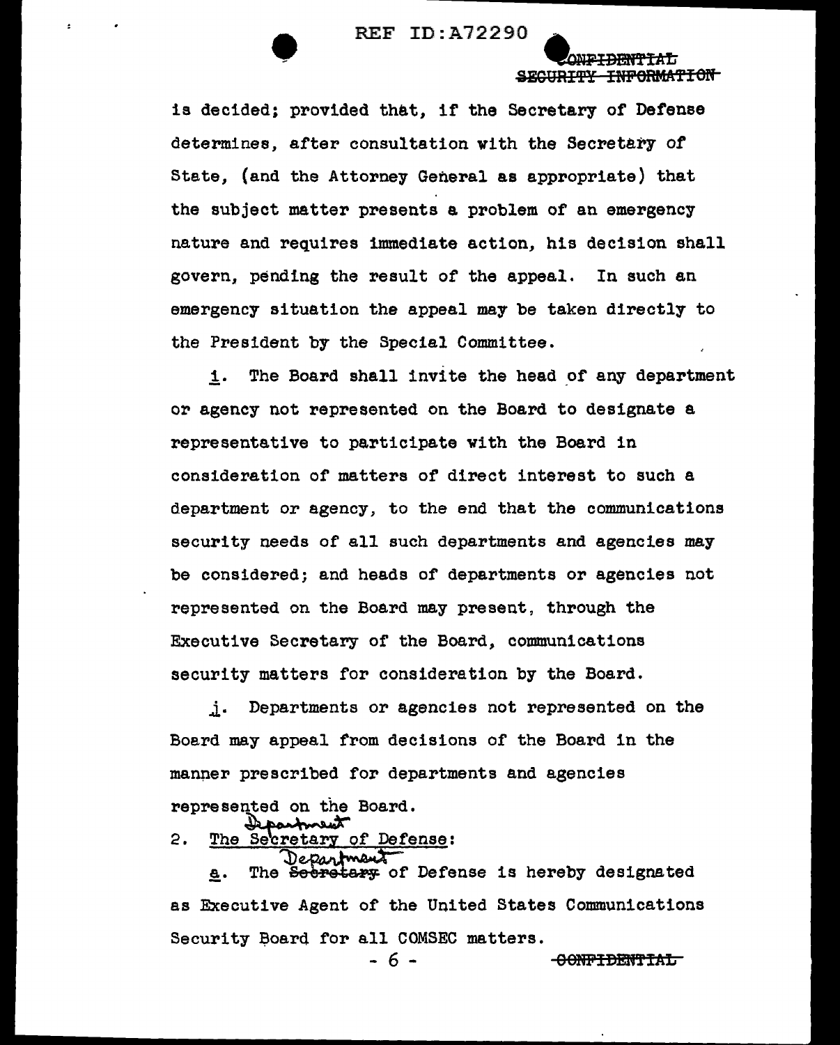is decided; provided that, if the Secretary of Defense determines, after consultation with the Secretary of State, (and the Attorney General as appropriate) that the subject matter presents a problem of an emergency nature and requires immediate action, his decision shall govern, pending the result of the appeal. In such an emergency situation the appeal may be taken directly to the President by the Special Committee.

i. The Board shall invite the head of any department or agency not represented on the Board to designate a representative to participate with the Board in consideration of matters of direct interest to such a department or agency, to the end that the communications security needs of all such departments and agencies may be considered; and heads of departments or agencies not represented on the Board may present, through the Executive Secretary of the Board, communications security matters for consideration by the Board.

j. Departments or agencies not represented on the Board may appeal from decisions of the Board in the manner prescribed for departments and agencies represented on the Board.

2. The ~~Secretary~~ Department of Defense:

a. The ~~Secretary~~ Department of Defense is hereby designated as Executive Agent of the United States Communications Security Board for all COMSEC matters.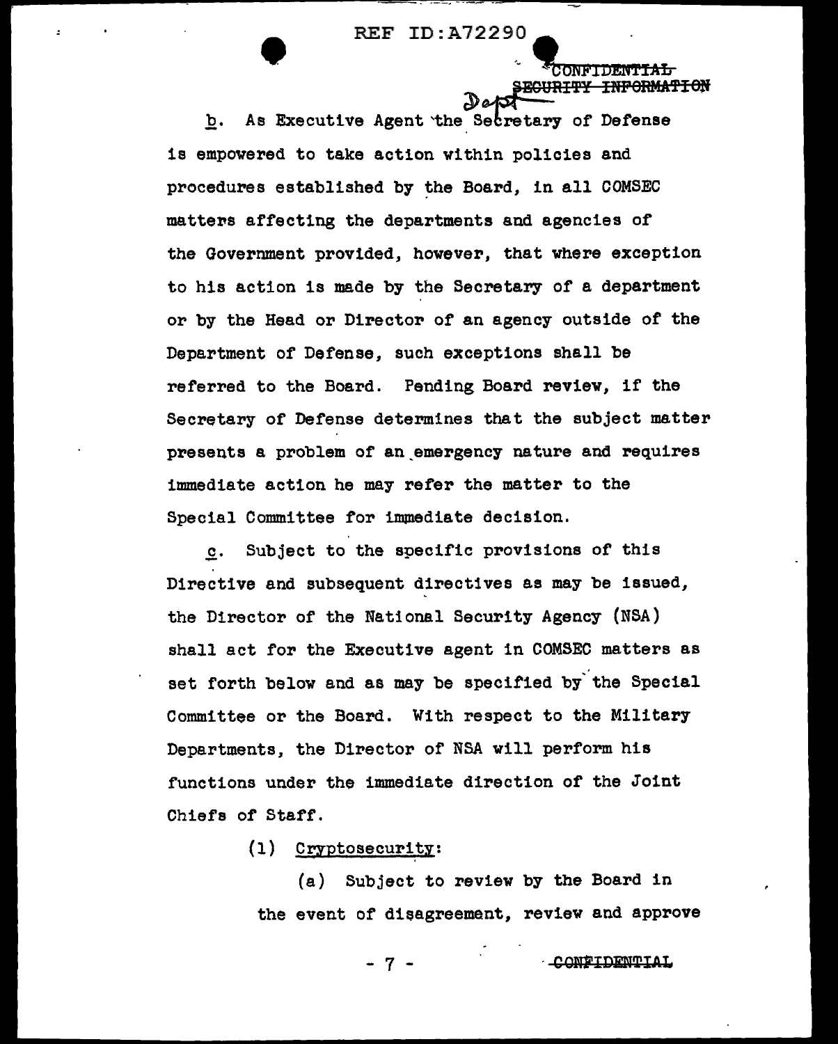b. As Executive Agent the Secretary of Defense is empowered to take action within policies and procedures established by the Board, in all COMSEC matters affecting the departments and agencies of the Government provided, however, that where exception to his action is made by the Secretary of a department or by the Head or Director of an agency outside of the Department of Defense, such exceptions shall be referred to the Board. Pending Board review, if the Secretary of Defense determines that the subject matter presents a problem of an emergency nature and requires immediate action he may refer the matter to the Special Committee for immediate decision.

c. Subject to the specific provisions of this Directive and subsequent directives as may be issued, the Director of the National Security Agency (NSA) shall act for the Executive agent in COMSEC matters as set forth below and as may be specified by the Special Committee or the Board. With respect to the Military Departments, the Director of NSA will perform his functions under the immediate direction of the Joint Chiefs of Staff.

(1) Cryptosecurity:

(a) Subject to review by the Board in the event of disagreement, review and approve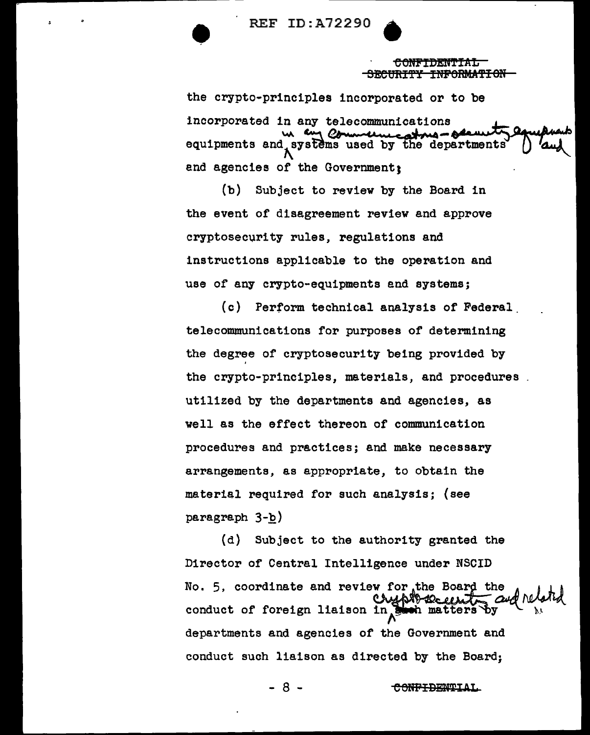CONFIDENTIAL
~~SECURITY INFORMATION~~

the crypto-principles incorporated or to be incorporated in any telecommunications equipments and systems used by the departments and agencies of the Government; [handwritten insertion: in any communications-security equipments and]

(b) Subject to review by the Board in the event of disagreement review and approve cryptosecurity rules, regulations and instructions applicable to the operation and use of any crypto-equipments and systems;

(c) Perform technical analysis of Federal telecommunications for purposes of determining the degree of cryptosecurity being provided by the crypto-principles, materials, and procedures utilized by the departments and agencies, as well as the effect thereon of communication procedures and practices; and make necessary arrangements, as appropriate, to obtain the material required for such analysis; (see paragraph 3-b)

(d) Subject to the authority granted the Director of Central Intelligence under NSCID No. 5, coordinate and review for the Board the conduct of foreign liaison in ~~such~~ [handwritten: cryptosecurity and related] matters by departments and agencies of the Government and conduct such liaison as directed by the Board;

~~CONFIDENTIAL~~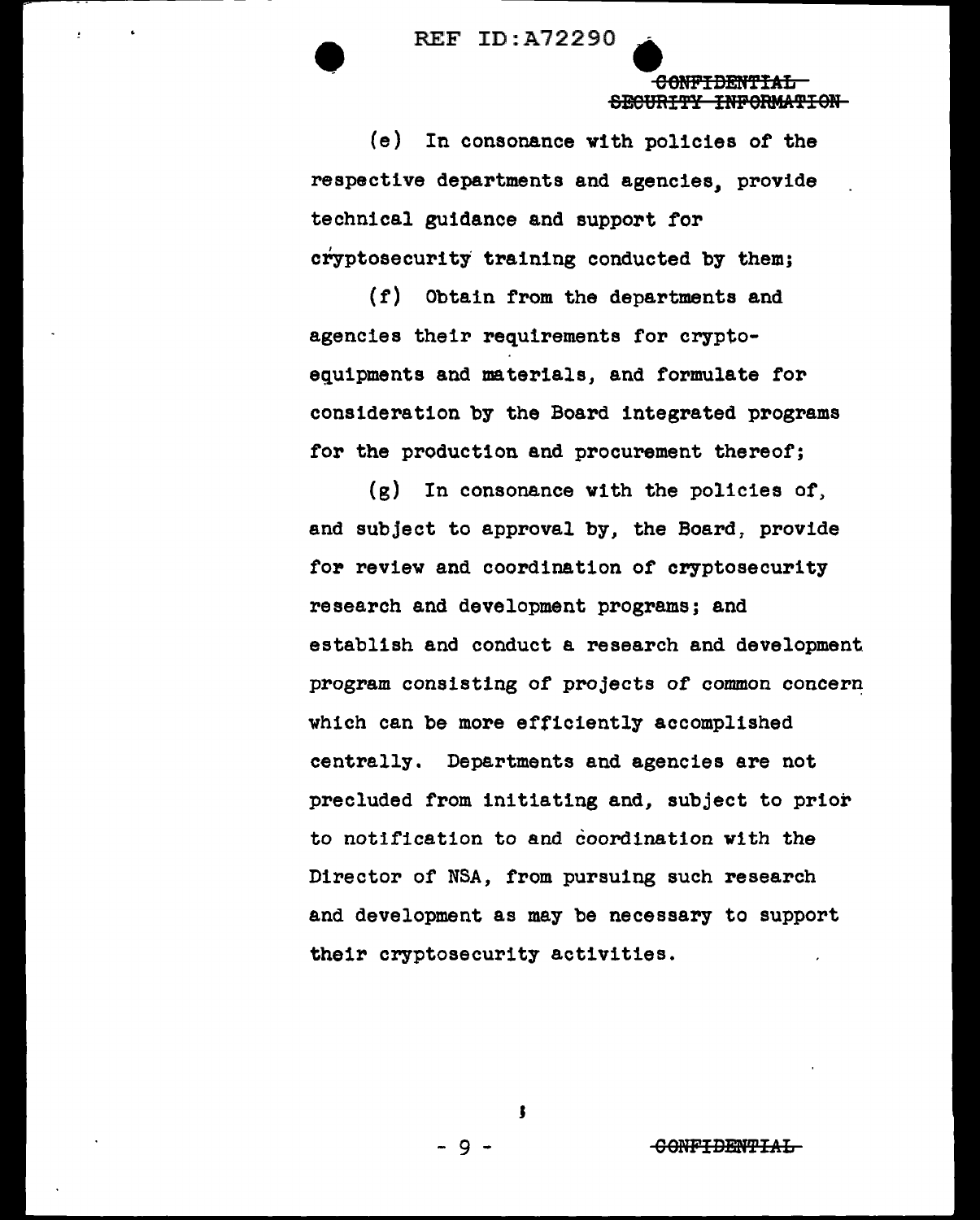(e) In consonance with policies of the respective departments and agencies, provide technical guidance and support for cryptosecurity training conducted by them;

(f) Obtain from the departments and agencies their requirements for crypto-equipments and materials, and formulate for consideration by the Board integrated programs for the production and procurement thereof;

(g) In consonance with the policies of, and subject to approval by, the Board, provide for review and coordination of cryptosecurity research and development programs; and establish and conduct a research and development program consisting of projects of common concern which can be more efficiently accomplished centrally. Departments and agencies are not precluded from initiating and, subject to prior to notification to and coordination with the Director of NSA, from pursuing such research and development as may be necessary to support their cryptosecurity activities.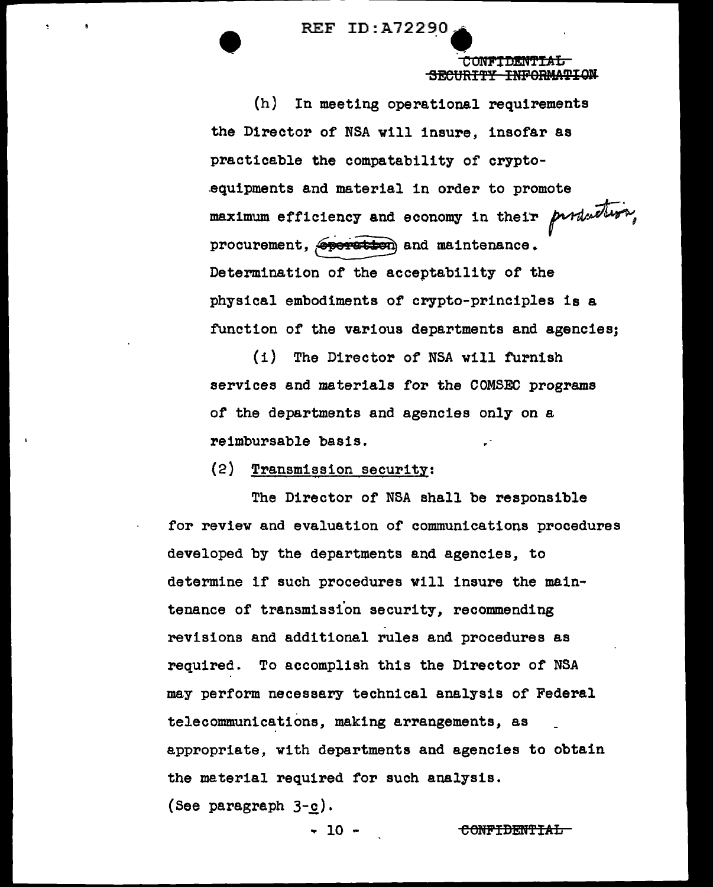(h) In meeting operational requirements the Director of NSA will insure, insofar as practicable the compatability of crypto-equipments and material in order to promote maximum efficiency and economy in their production, procurement, ~~operation~~ and maintenance. Determination of the acceptability of the physical embodiments of crypto-principles is a function of the various departments and agencies;

(i) The Director of NSA will furnish services and materials for the COMSEC programs of the departments and agencies only on a reimbursable basis.

(2) Transmission security:

The Director of NSA shall be responsible for review and evaluation of communications procedures developed by the departments and agencies, to determine if such procedures will insure the maintenance of transmission security, recommending revisions and additional rules and procedures as required. To accomplish this the Director of NSA may perform necessary technical analysis of Federal telecommunications, making arrangements, as appropriate, with departments and agencies to obtain the material required for such analysis. (See paragraph 3-c).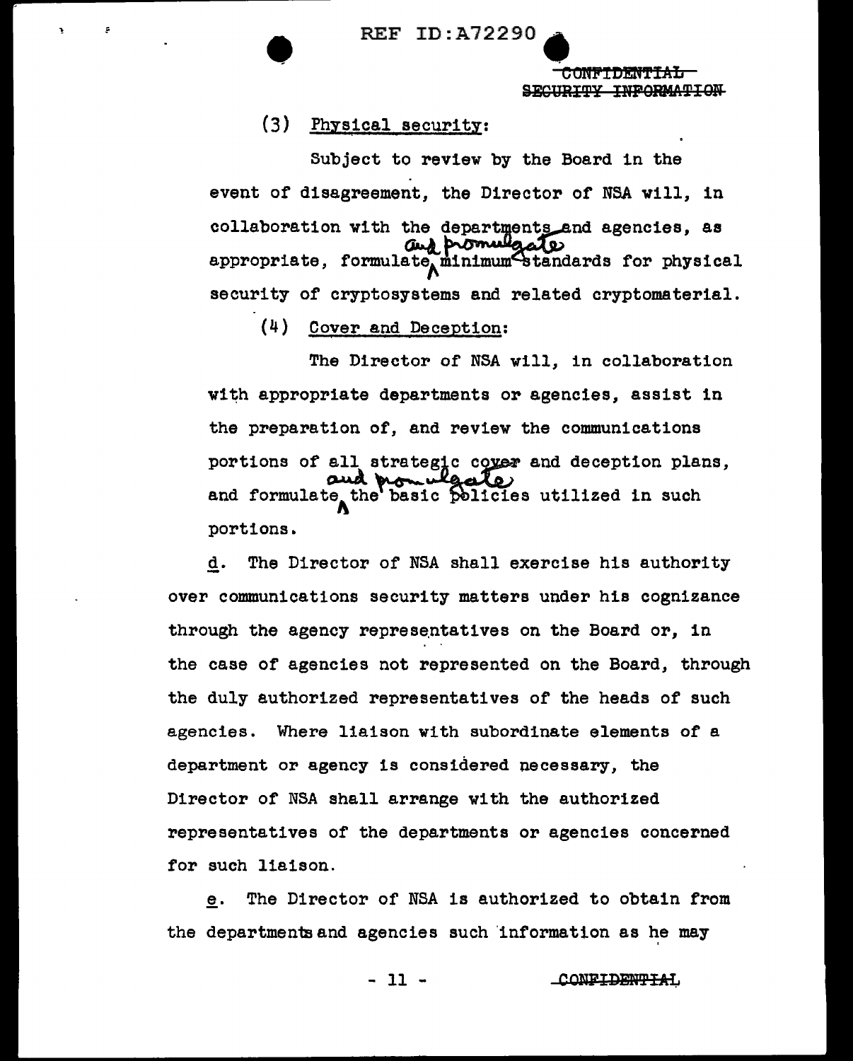(3) Physical security:

Subject to review by the Board in the event of disagreement, the Director of NSA will, in collaboration with the departments and agencies, as appropriate, formulate and promulgate minimum standards for physical security of cryptosystems and related cryptomaterial.

(4) Cover and Deception:

The Director of NSA will, in collaboration with appropriate departments or agencies, assist in the preparation of, and review the communications portions of all strategic cover and deception plans, and formulate and promulgate the basic policies utilized in such portions.

d. The Director of NSA shall exercise his authority over communications security matters under his cognizance through the agency representatives on the Board or, in the case of agencies not represented on the Board, through the duly authorized representatives of the heads of such agencies. Where liaison with subordinate elements of a department or agency is considered necessary, the Director of NSA shall arrange with the authorized representatives of the departments or agencies concerned for such liaison.

e. The Director of NSA is authorized to obtain from the departments and agencies such information as he may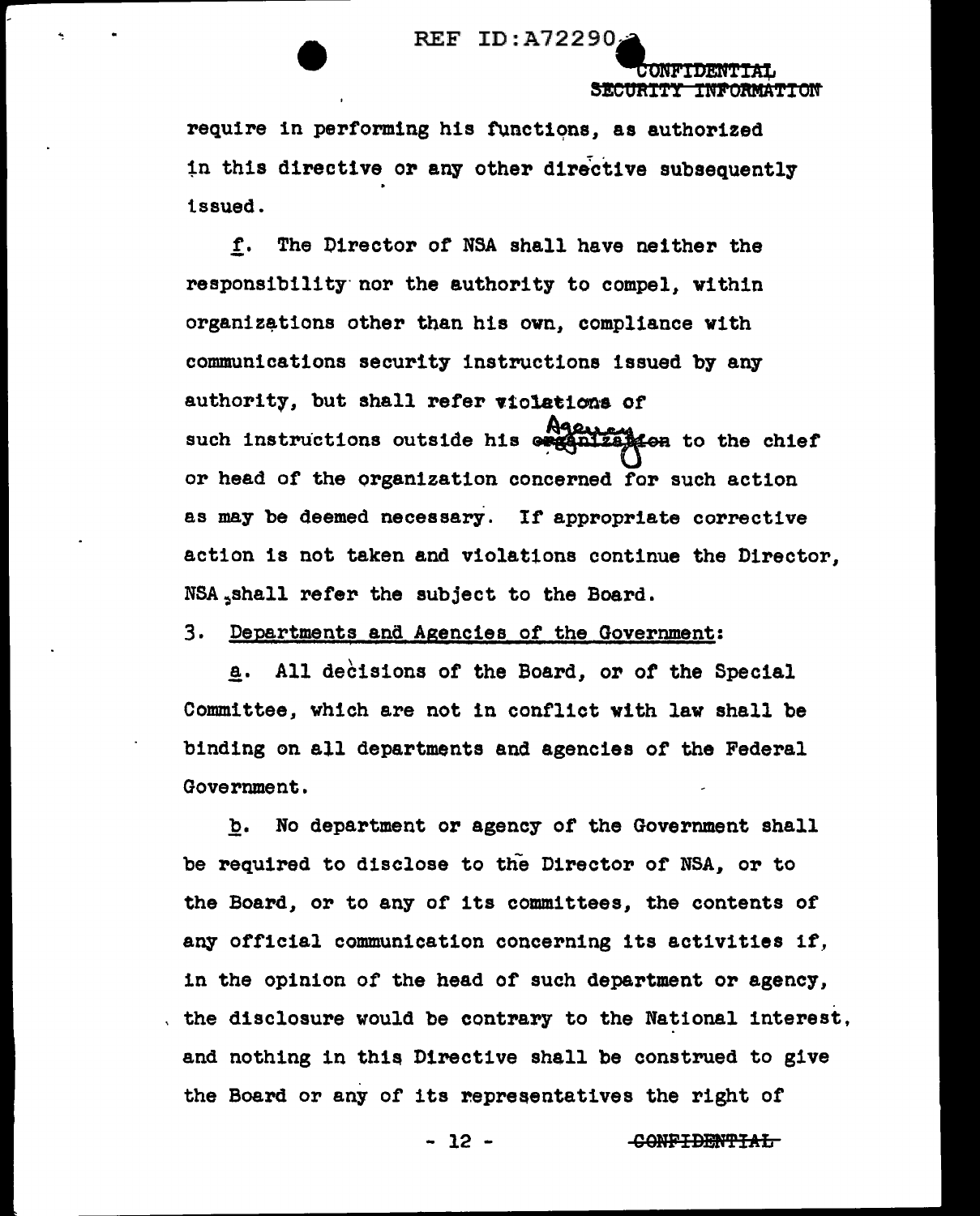require in performing his functions, as authorized in this directive or any other directive subsequently issued.

f. The Director of NSA shall have neither the responsibility nor the authority to compel, within organizations other than his own, compliance with communications security instructions issued by any authority, but shall refer violations of such instructions outside his Agency to the chief or head of the organization concerned for such action as may be deemed necessary. If appropriate corrective action is not taken and violations continue the Director, NSA shall refer the subject to the Board.

3. Departments and Agencies of the Government:

a. All decisions of the Board, or of the Special Committee, which are not in conflict with law shall be binding on all departments and agencies of the Federal Government.

b. No department or agency of the Government shall be required to disclose to the Director of NSA, or to the Board, or to any of its committees, the contents of any official communication concerning its activities if, in the opinion of the head of such department or agency, the disclosure would be contrary to the National interest, and nothing in this Directive shall be construed to give the Board or any of its representatives the right of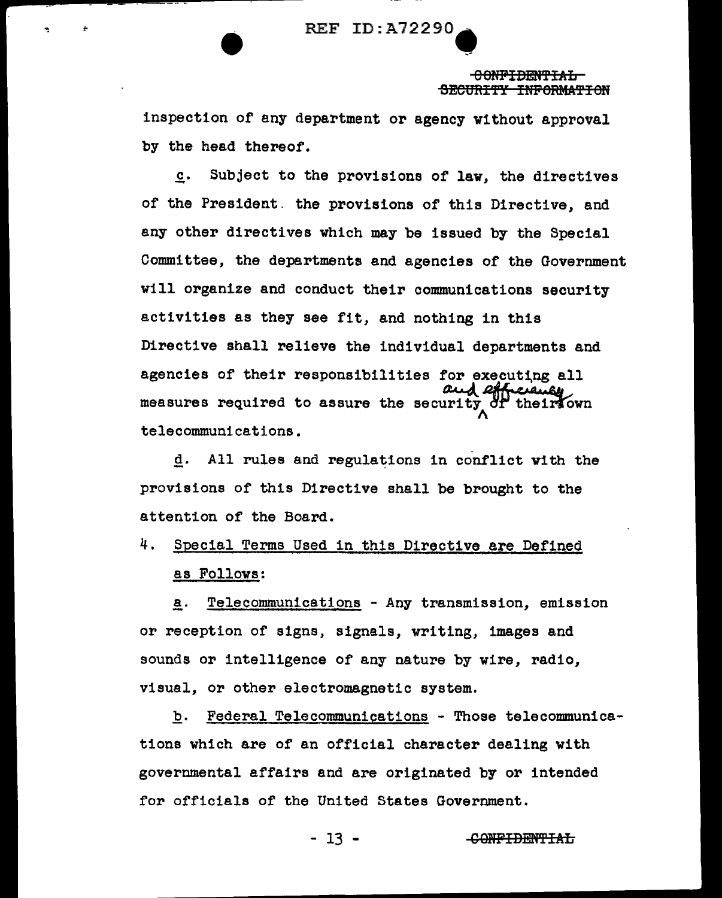inspection of any department or agency without approval by the head thereof.

c. Subject to the provisions of law, the directives of the President. the provisions of this Directive, and any other directives which may be issued by the Special Committee, the departments and agencies of the Government will organize and conduct their communications security activities as they see fit, and nothing in this Directive shall relieve the individual departments and agencies of their responsibilities for executing all measures required to assure the security and efficiency of their own telecommunications.

d. All rules and regulations in conflict with the provisions of this Directive shall be brought to the attention of the Board.

4. Special Terms Used in this Directive are Defined as Follows:

a. Telecommunications - Any transmission, emission or reception of signs, signals, writing, images and sounds or intelligence of any nature by wire, radio, visual, or other electromagnetic system.

b. Federal Telecommunications - Those telecommunications which are of an official character dealing with governmental affairs and are originated by or intended for officials of the United States Government.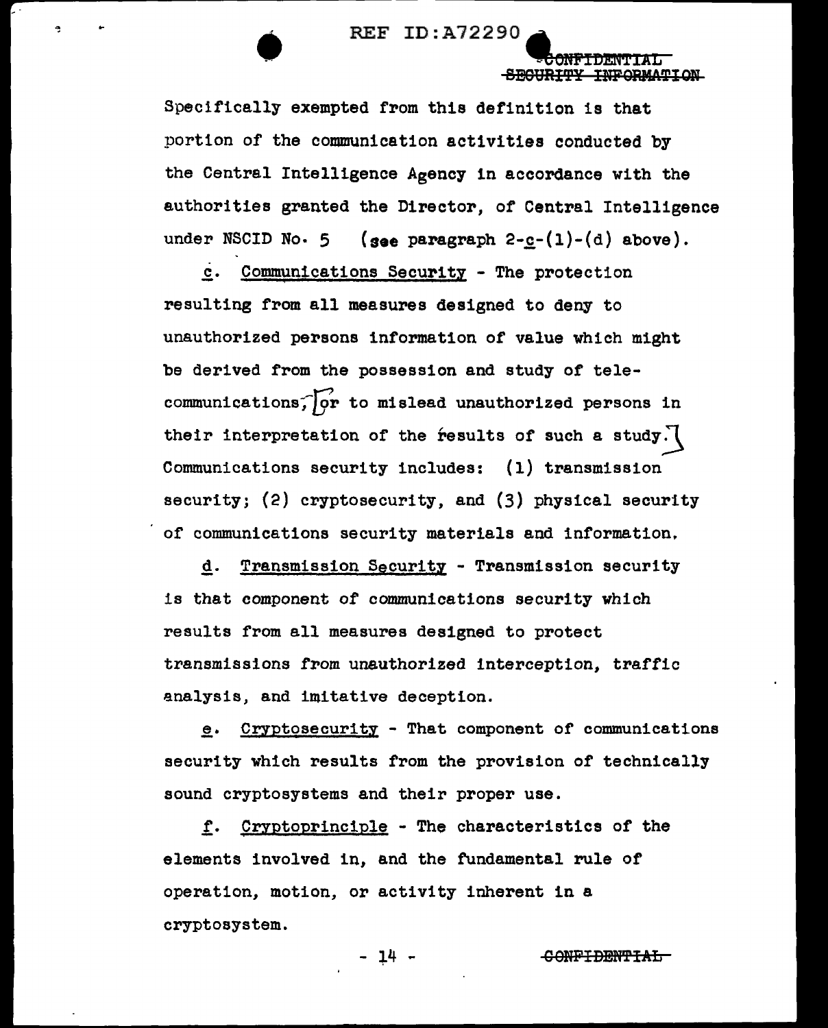Specifically exempted from this definition is that portion of the communication activities conducted by the Central Intelligence Agency in accordance with the authorities granted the Director, of Central Intelligence under NSCID No. 5 (see paragraph 2-c-(1)-(d) above).

c. Communications Security - The protection resulting from all measures designed to deny to unauthorized persons information of value which might be derived from the possession and study of telecommunications, or to mislead unauthorized persons in their interpretation of the results of such a study. Communications security includes: (1) transmission security; (2) cryptosecurity, and (3) physical security of communications security materials and information.

d. Transmission Security - Transmission security is that component of communications security which results from all measures designed to protect transmissions from unauthorized interception, traffic analysis, and imitative deception.

e. Cryptosecurity - That component of communications security which results from the provision of technically sound cryptosystems and their proper use.

f. Cryptoprinciple - The characteristics of the elements involved in, and the fundamental rule of operation, motion, or activity inherent in a cryptosystem.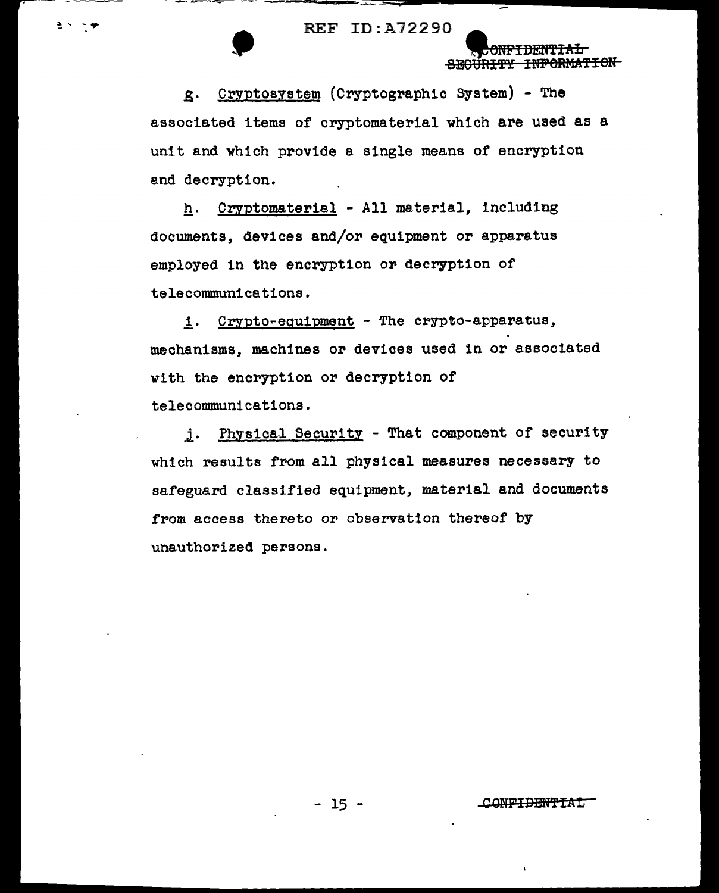g. Cryptosystem (Cryptographic System) - The associated items of cryptomaterial which are used as a unit and which provide a single means of encryption and decryption.

h. Cryptomaterial - All material, including documents, devices and/or equipment or apparatus employed in the encryption or decryption of telecommunications.

i. Crypto-equipment - The crypto-apparatus, mechanisms, machines or devices used in or associated with the encryption or decryption of telecommunications.

j. Physical Security - That component of security which results from all physical measures necessary to safeguard classified equipment, material and documents from access thereto or observation thereof by unauthorized persons.